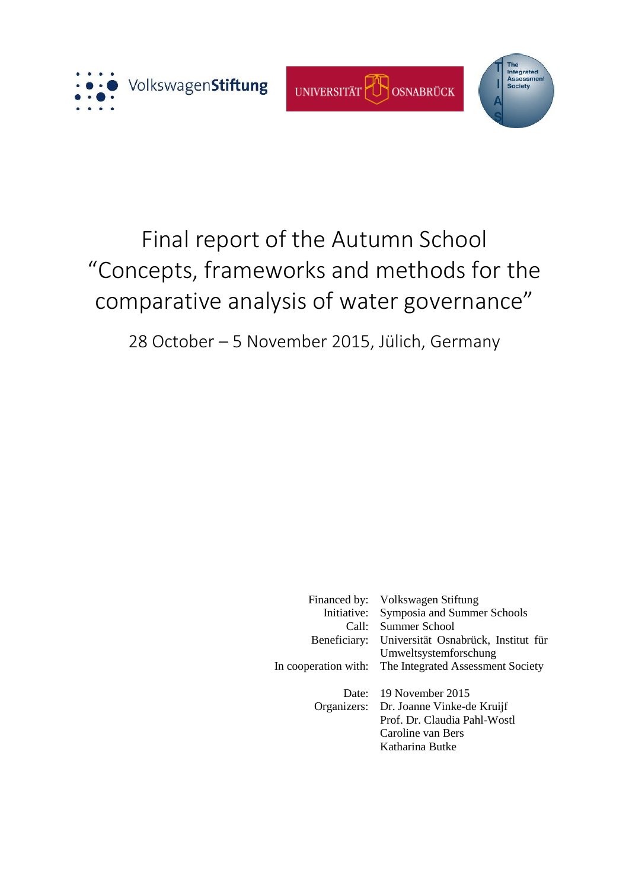# Final report of the Autumn School “Concepts, frameworks and methods for the comparative analysis of water governance”

28 October – 5 November 2015, Jülich, Germany

| | |
|---|---|
| Financed by: | Volkswagen Stiftung |
| Initiative: | Symposia and Summer Schools |
| Call: | Summer School |
| Beneficiary: | Universität Osnabrück, Institut für Umweltsystemforschung |
| In cooperation with: | The Integrated Assessment Society |
| | |
| Date: | 19 November 2015 |
| Organizers: | Dr. Joanne Vinke-de Kruijf |
| | Prof. Dr. Claudia Pahl-Wostl |
| | Caroline van Bers |
| | Katharina Butke |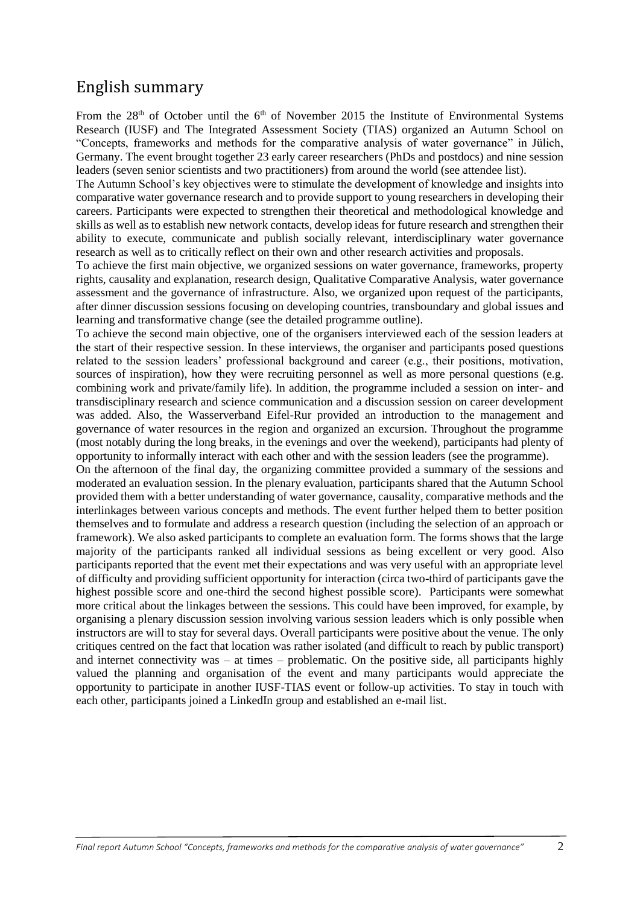## English summary

From the 28th of October until the 6th of November 2015 the Institute of Environmental Systems Research (IUSF) and The Integrated Assessment Society (TIAS) organized an Autumn School on "Concepts, frameworks and methods for the comparative analysis of water governance" in Jülich, Germany. The event brought together 23 early career researchers (PhDs and postdocs) and nine session leaders (seven senior scientists and two practitioners) from around the world (see attendee list).

The Autumn School's key objectives were to stimulate the development of knowledge and insights into comparative water governance research and to provide support to young researchers in developing their careers. Participants were expected to strengthen their theoretical and methodological knowledge and skills as well as to establish new network contacts, develop ideas for future research and strengthen their ability to execute, communicate and publish socially relevant, interdisciplinary water governance research as well as to critically reflect on their own and other research activities and proposals.

To achieve the first main objective, we organized sessions on water governance, frameworks, property rights, causality and explanation, research design, Qualitative Comparative Analysis, water governance assessment and the governance of infrastructure. Also, we organized upon request of the participants, after dinner discussion sessions focusing on developing countries, transboundary and global issues and learning and transformative change (see the detailed programme outline).

To achieve the second main objective, one of the organisers interviewed each of the session leaders at the start of their respective session. In these interviews, the organiser and participants posed questions related to the session leaders' professional background and career (e.g., their positions, motivation, sources of inspiration), how they were recruiting personnel as well as more personal questions (e.g. combining work and private/family life). In addition, the programme included a session on inter- and transdisciplinary research and science communication and a discussion session on career development was added. Also, the Wasserverband Eifel-Rur provided an introduction to the management and governance of water resources in the region and organized an excursion. Throughout the programme (most notably during the long breaks, in the evenings and over the weekend), participants had plenty of opportunity to informally interact with each other and with the session leaders (see the programme).

On the afternoon of the final day, the organizing committee provided a summary of the sessions and moderated an evaluation session. In the plenary evaluation, participants shared that the Autumn School provided them with a better understanding of water governance, causality, comparative methods and the interlinkages between various concepts and methods. The event further helped them to better position themselves and to formulate and address a research question (including the selection of an approach or framework). We also asked participants to complete an evaluation form. The forms shows that the large majority of the participants ranked all individual sessions as being excellent or very good. Also participants reported that the event met their expectations and was very useful with an appropriate level of difficulty and providing sufficient opportunity for interaction (circa two-third of participants gave the highest possible score and one-third the second highest possible score). Participants were somewhat more critical about the linkages between the sessions. This could have been improved, for example, by organising a plenary discussion session involving various session leaders which is only possible when instructors are will to stay for several days. Overall participants were positive about the venue. The only critiques centred on the fact that location was rather isolated (and difficult to reach by public transport) and internet connectivity was – at times – problematic. On the positive side, all participants highly valued the planning and organisation of the event and many participants would appreciate the opportunity to participate in another IUSF-TIAS event or follow-up activities. To stay in touch with each other, participants joined a LinkedIn group and established an e-mail list.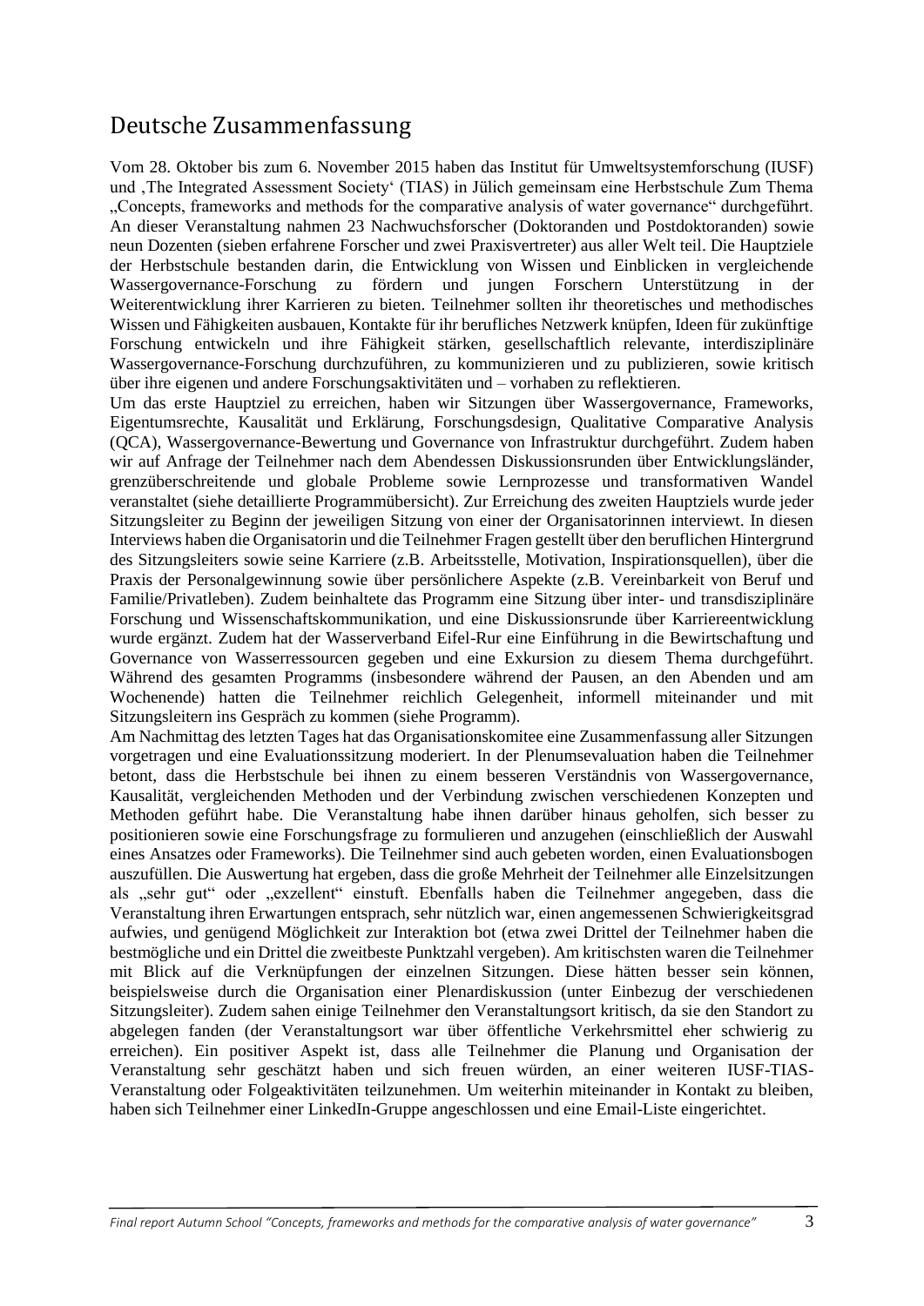# Deutsche Zusammenfassung

Vom 28. Oktober bis zum 6. November 2015 haben das Institut für Umweltsystemforschung (IUSF) und ‚The Integrated Assessment Society' (TIAS) in Jülich gemeinsam eine Herbstschule Zum Thema „Concepts, frameworks and methods for the comparative analysis of water governance" durchgeführt. An dieser Veranstaltung nahmen 23 Nachwuchsforscher (Doktoranden und Postdoktoranden) sowie neun Dozenten (sieben erfahrene Forscher und zwei Praxisvertreter) aus aller Welt teil. Die Hauptziele der Herbstschule bestanden darin, die Entwicklung von Wissen und Einblicken in vergleichende Wassergovernance-Forschung zu fördern und jungen Forschern Unterstützung in der Weiterentwicklung ihrer Karrieren zu bieten. Teilnehmer sollten ihr theoretisches und methodisches Wissen und Fähigkeiten ausbauen, Kontakte für ihr berufliches Netzwerk knüpfen, Ideen für zukünftige Forschung entwickeln und ihre Fähigkeit stärken, gesellschaftlich relevante, interdisziplinäre Wassergovernance-Forschung durchzuführen, zu kommunizieren und zu publizieren, sowie kritisch über ihre eigenen und andere Forschungsaktivitäten und – vorhaben zu reflektieren.

Um das erste Hauptziel zu erreichen, haben wir Sitzungen über Wassergovernance, Frameworks, Eigentumsrechte, Kausalität und Erklärung, Forschungsdesign, Qualitative Comparative Analysis (QCA), Wassergovernance-Bewertung und Governance von Infrastruktur durchgeführt. Zudem haben wir auf Anfrage der Teilnehmer nach dem Abendessen Diskussionsrunden über Entwicklungsländer, grenzüberschreitende und globale Probleme sowie Lernprozesse und transformativen Wandel veranstaltet (siehe detaillierte Programmübersicht). Zur Erreichung des zweiten Hauptziels wurde jeder Sitzungsleiter zu Beginn der jeweiligen Sitzung von einer der Organisatorinnen interviewt. In diesen Interviews haben die Organisatorin und die Teilnehmer Fragen gestellt über den beruflichen Hintergrund des Sitzungsleiters sowie seine Karriere (z.B. Arbeitsstelle, Motivation, Inspirationsquellen), über die Praxis der Personalgewinnung sowie über persönlichere Aspekte (z.B. Vereinbarkeit von Beruf und Familie/Privatleben). Zudem beinhaltete das Programm eine Sitzung über inter- und transdisziplinäre Forschung und Wissenschaftskommunikation, und eine Diskussionsrunde über Karriereentwicklung wurde ergänzt. Zudem hat der Wasserverband Eifel-Rur eine Einführung in die Bewirtschaftung und Governance von Wasserressourcen gegeben und eine Exkursion zu diesem Thema durchgeführt. Während des gesamten Programms (insbesondere während der Pausen, an den Abenden und am Wochenende) hatten die Teilnehmer reichlich Gelegenheit, informell miteinander und mit Sitzungsleitern ins Gespräch zu kommen (siehe Programm).

Am Nachmittag des letzten Tages hat das Organisationskomitee eine Zusammenfassung aller Sitzungen vorgetragen und eine Evaluationssitzung moderiert. In der Plenumsevaluation haben die Teilnehmer betont, dass die Herbstschule bei ihnen zu einem besseren Verständnis von Wassergovernance, Kausalität, vergleichenden Methoden und der Verbindung zwischen verschiedenen Konzepten und Methoden geführt habe. Die Veranstaltung habe ihnen darüber hinaus geholfen, sich besser zu positionieren sowie eine Forschungsfrage zu formulieren und anzugehen (einschließlich der Auswahl eines Ansatzes oder Frameworks). Die Teilnehmer sind auch gebeten worden, einen Evaluationsbogen auszufüllen. Die Auswertung hat ergeben, dass die große Mehrheit der Teilnehmer alle Einzelsitzungen als „sehr gut" oder „exzellent" einstuft. Ebenfalls haben die Teilnehmer angegeben, dass die Veranstaltung ihren Erwartungen entsprach, sehr nützlich war, einen angemessenen Schwierigkeitsgrad aufwies, und genügend Möglichkeit zur Interaktion bot (etwa zwei Drittel der Teilnehmer haben die bestmögliche und ein Drittel die zweitbeste Punktzahl vergeben). Am kritischsten waren die Teilnehmer mit Blick auf die Verknüpfungen der einzelnen Sitzungen. Diese hätten besser sein können, beispielsweise durch die Organisation einer Plenardiskussion (unter Einbezug der verschiedenen Sitzungsleiter). Zudem sahen einige Teilnehmer den Veranstaltungsort kritisch, da sie den Standort zu abgelegen fanden (der Veranstaltungsort war über öffentliche Verkehrsmittel eher schwierig zu erreichen). Ein positiver Aspekt ist, dass alle Teilnehmer die Planung und Organisation der Veranstaltung sehr geschätzt haben und sich freuen würden, an einer weiteren IUSF-TIAS-Veranstaltung oder Folgeaktivitäten teilzunehmen. Um weiterhin miteinander in Kontakt zu bleiben, haben sich Teilnehmer einer LinkedIn-Gruppe angeschlossen und eine Email-Liste eingerichtet.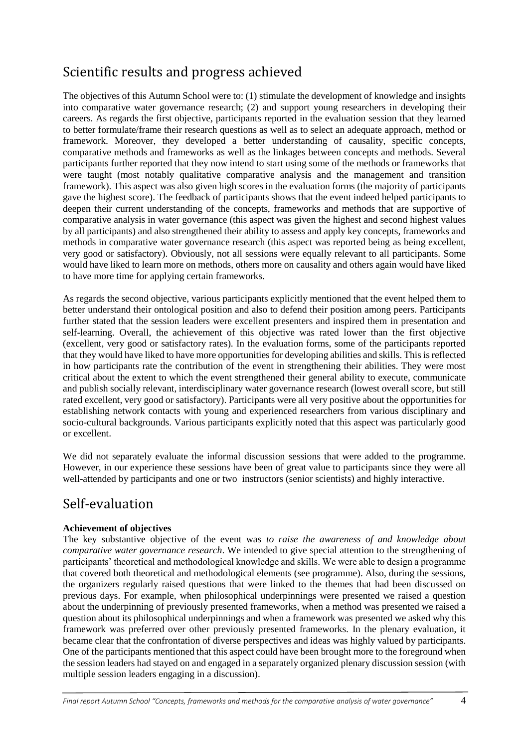# Scientific results and progress achieved

The objectives of this Autumn School were to: (1) stimulate the development of knowledge and insights into comparative water governance research; (2) and support young researchers in developing their careers. As regards the first objective, participants reported in the evaluation session that they learned to better formulate/frame their research questions as well as to select an adequate approach, method or framework. Moreover, they developed a better understanding of causality, specific concepts, comparative methods and frameworks as well as the linkages between concepts and methods. Several participants further reported that they now intend to start using some of the methods or frameworks that were taught (most notably qualitative comparative analysis and the management and transition framework). This aspect was also given high scores in the evaluation forms (the majority of participants gave the highest score). The feedback of participants shows that the event indeed helped participants to deepen their current understanding of the concepts, frameworks and methods that are supportive of comparative analysis in water governance (this aspect was given the highest and second highest values by all participants) and also strengthened their ability to assess and apply key concepts, frameworks and methods in comparative water governance research (this aspect was reported being as being excellent, very good or satisfactory). Obviously, not all sessions were equally relevant to all participants. Some would have liked to learn more on methods, others more on causality and others again would have liked to have more time for applying certain frameworks.

As regards the second objective, various participants explicitly mentioned that the event helped them to better understand their ontological position and also to defend their position among peers. Participants further stated that the session leaders were excellent presenters and inspired them in presentation and self-learning. Overall, the achievement of this objective was rated lower than the first objective (excellent, very good or satisfactory rates). In the evaluation forms, some of the participants reported that they would have liked to have more opportunities for developing abilities and skills. This is reflected in how participants rate the contribution of the event in strengthening their abilities. They were most critical about the extent to which the event strengthened their general ability to execute, communicate and publish socially relevant, interdisciplinary water governance research (lowest overall score, but still rated excellent, very good or satisfactory). Participants were all very positive about the opportunities for establishing network contacts with young and experienced researchers from various disciplinary and socio-cultural backgrounds. Various participants explicitly noted that this aspect was particularly good or excellent.

We did not separately evaluate the informal discussion sessions that were added to the programme. However, in our experience these sessions have been of great value to participants since they were all well-attended by participants and one or two instructors (senior scientists) and highly interactive.

# Self-evaluation

**Achievement of objectives**

The key substantive objective of the event was *to raise the awareness of and knowledge about comparative water governance research*. We intended to give special attention to the strengthening of participants' theoretical and methodological knowledge and skills. We were able to design a programme that covered both theoretical and methodological elements (see programme). Also, during the sessions, the organizers regularly raised questions that were linked to the themes that had been discussed on previous days. For example, when philosophical underpinnings were presented we raised a question about the underpinning of previously presented frameworks, when a method was presented we raised a question about its philosophical underpinnings and when a framework was presented we asked why this framework was preferred over other previously presented frameworks. In the plenary evaluation, it became clear that the confrontation of diverse perspectives and ideas was highly valued by participants. One of the participants mentioned that this aspect could have been brought more to the foreground when the session leaders had stayed on and engaged in a separately organized plenary discussion session (with multiple session leaders engaging in a discussion).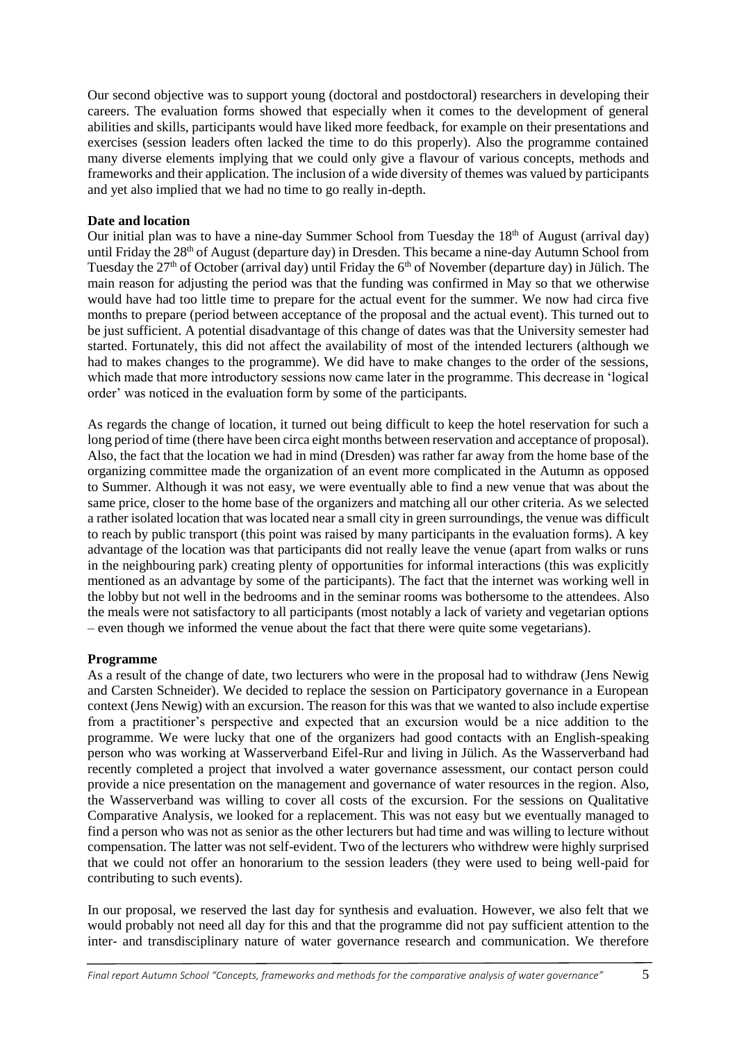Our second objective was to support young (doctoral and postdoctoral) researchers in developing their careers. The evaluation forms showed that especially when it comes to the development of general abilities and skills, participants would have liked more feedback, for example on their presentations and exercises (session leaders often lacked the time to do this properly). Also the programme contained many diverse elements implying that we could only give a flavour of various concepts, methods and frameworks and their application. The inclusion of a wide diversity of themes was valued by participants and yet also implied that we had no time to go really in-depth.

**Date and location**

Our initial plan was to have a nine-day Summer School from Tuesday the 18th of August (arrival day) until Friday the 28th of August (departure day) in Dresden. This became a nine-day Autumn School from Tuesday the 27th of October (arrival day) until Friday the 6th of November (departure day) in Jülich. The main reason for adjusting the period was that the funding was confirmed in May so that we otherwise would have had too little time to prepare for the actual event for the summer. We now had circa five months to prepare (period between acceptance of the proposal and the actual event). This turned out to be just sufficient. A potential disadvantage of this change of dates was that the University semester had started. Fortunately, this did not affect the availability of most of the intended lecturers (although we had to makes changes to the programme). We did have to make changes to the order of the sessions, which made that more introductory sessions now came later in the programme. This decrease in 'logical order' was noticed in the evaluation form by some of the participants.

As regards the change of location, it turned out being difficult to keep the hotel reservation for such a long period of time (there have been circa eight months between reservation and acceptance of proposal). Also, the fact that the location we had in mind (Dresden) was rather far away from the home base of the organizing committee made the organization of an event more complicated in the Autumn as opposed to Summer. Although it was not easy, we were eventually able to find a new venue that was about the same price, closer to the home base of the organizers and matching all our other criteria. As we selected a rather isolated location that was located near a small city in green surroundings, the venue was difficult to reach by public transport (this point was raised by many participants in the evaluation forms). A key advantage of the location was that participants did not really leave the venue (apart from walks or runs in the neighbouring park) creating plenty of opportunities for informal interactions (this was explicitly mentioned as an advantage by some of the participants). The fact that the internet was working well in the lobby but not well in the bedrooms and in the seminar rooms was bothersome to the attendees. Also the meals were not satisfactory to all participants (most notably a lack of variety and vegetarian options – even though we informed the venue about the fact that there were quite some vegetarians).

**Programme**

As a result of the change of date, two lecturers who were in the proposal had to withdraw (Jens Newig and Carsten Schneider). We decided to replace the session on Participatory governance in a European context (Jens Newig) with an excursion. The reason for this was that we wanted to also include expertise from a practitioner's perspective and expected that an excursion would be a nice addition to the programme. We were lucky that one of the organizers had good contacts with an English-speaking person who was working at Wasserverband Eifel-Rur and living in Jülich. As the Wasserverband had recently completed a project that involved a water governance assessment, our contact person could provide a nice presentation on the management and governance of water resources in the region. Also, the Wasserverband was willing to cover all costs of the excursion. For the sessions on Qualitative Comparative Analysis, we looked for a replacement. This was not easy but we eventually managed to find a person who was not as senior as the other lecturers but had time and was willing to lecture without compensation. The latter was not self-evident. Two of the lecturers who withdrew were highly surprised that we could not offer an honorarium to the session leaders (they were used to being well-paid for contributing to such events).

In our proposal, we reserved the last day for synthesis and evaluation. However, we also felt that we would probably not need all day for this and that the programme did not pay sufficient attention to the inter- and transdisciplinary nature of water governance research and communication. We therefore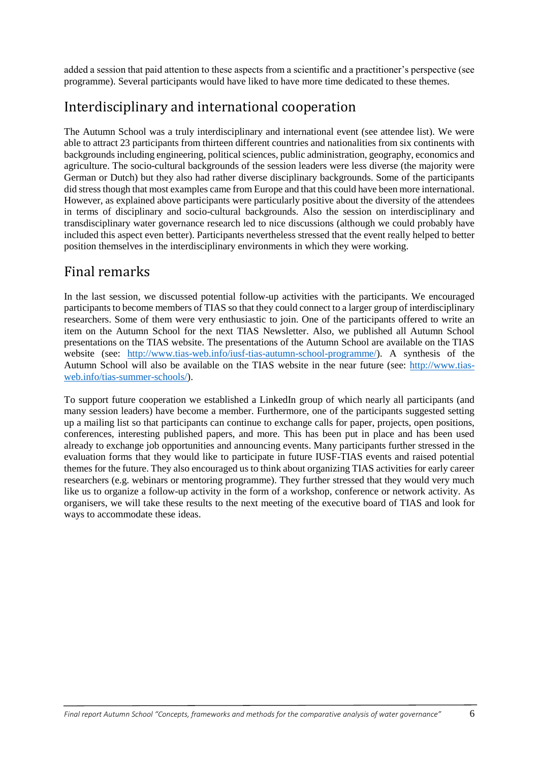added a session that paid attention to these aspects from a scientific and a practitioner's perspective (see programme). Several participants would have liked to have more time dedicated to these themes.

## Interdisciplinary and international cooperation

The Autumn School was a truly interdisciplinary and international event (see attendee list). We were able to attract 23 participants from thirteen different countries and nationalities from six continents with backgrounds including engineering, political sciences, public administration, geography, economics and agriculture. The socio-cultural backgrounds of the session leaders were less diverse (the majority were German or Dutch) but they also had rather diverse disciplinary backgrounds. Some of the participants did stress though that most examples came from Europe and that this could have been more international. However, as explained above participants were particularly positive about the diversity of the attendees in terms of disciplinary and socio-cultural backgrounds. Also the session on interdisciplinary and transdisciplinary water governance research led to nice discussions (although we could probably have included this aspect even better). Participants nevertheless stressed that the event really helped to better position themselves in the interdisciplinary environments in which they were working.

## Final remarks

In the last session, we discussed potential follow-up activities with the participants. We encouraged participants to become members of TIAS so that they could connect to a larger group of interdisciplinary researchers. Some of them were very enthusiastic to join. One of the participants offered to write an item on the Autumn School for the next TIAS Newsletter. Also, we published all Autumn School presentations on the TIAS website. The presentations of the Autumn School are available on the TIAS website (see: http://www.tias-web.info/iusf-tias-autumn-school-programme/). A synthesis of the Autumn School will also be available on the TIAS website in the near future (see: http://www.tias-web.info/tias-summer-schools/).

To support future cooperation we established a LinkedIn group of which nearly all participants (and many session leaders) have become a member. Furthermore, one of the participants suggested setting up a mailing list so that participants can continue to exchange calls for paper, projects, open positions, conferences, interesting published papers, and more. This has been put in place and has been used already to exchange job opportunities and announcing events. Many participants further stressed in the evaluation forms that they would like to participate in future IUSF-TIAS events and raised potential themes for the future. They also encouraged us to think about organizing TIAS activities for early career researchers (e.g. webinars or mentoring programme). They further stressed that they would very much like us to organize a follow-up activity in the form of a workshop, conference or network activity. As organisers, we will take these results to the next meeting of the executive board of TIAS and look for ways to accommodate these ideas.